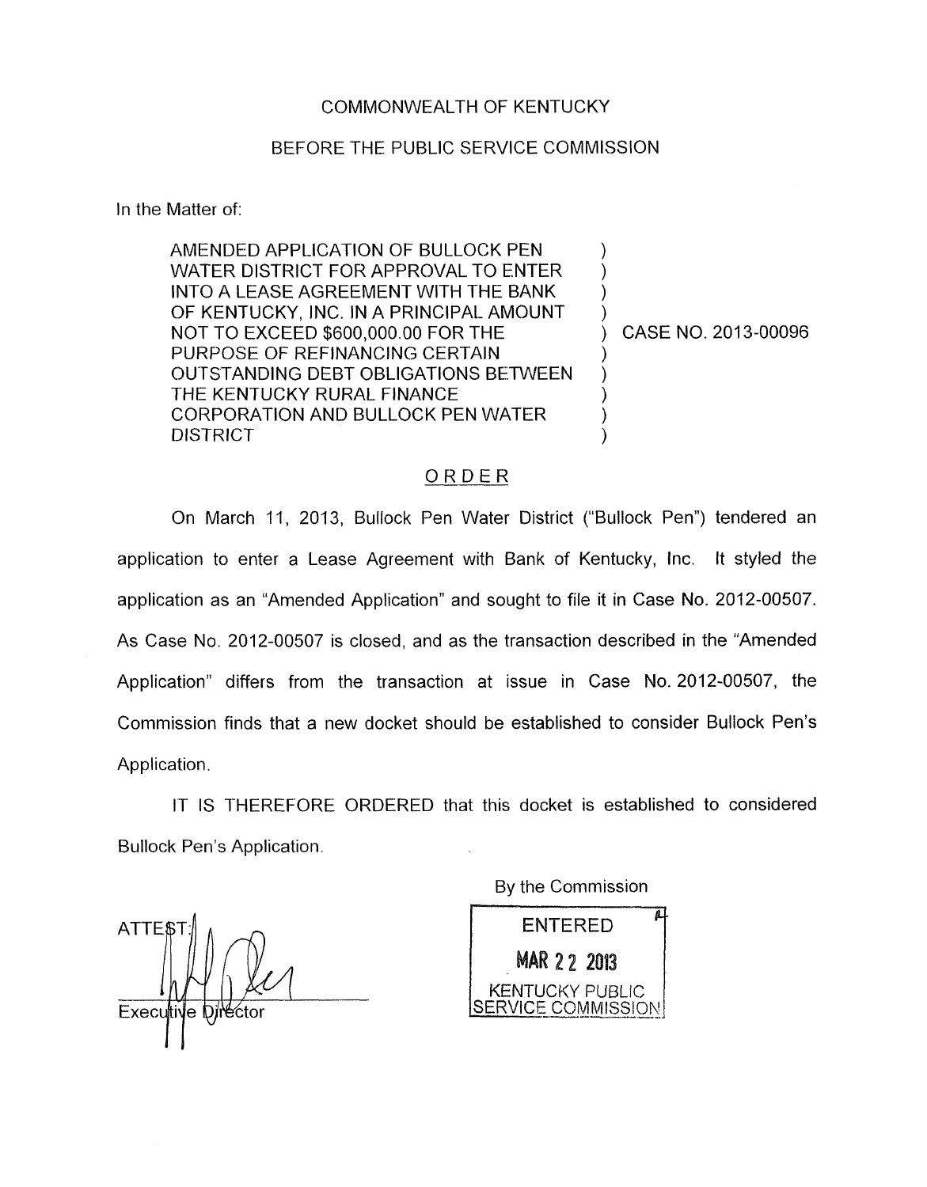COMMONWEALTH OF KENTUCKY

BEFORE THE PUBLIC SERVICE COMMISSION

In the Matter of:

| | | |
|---|---|---|
| AMENDED APPLICATION OF BULLOCK PEN WATER DISTRICT FOR APPROVAL TO ENTER INTO A LEASE AGREEMENT WITH THE BANK OF KENTUCKY, INC. IN A PRINCIPAL AMOUNT NOT TO EXCEED $600,000.00 FOR THE PURPOSE OF REFINANCING CERTAIN OUTSTANDING DEBT OBLIGATIONS BETWEEN THE KENTUCKY RURAL FINANCE CORPORATION AND BULLOCK PEN WATER DISTRICT | ) | CASE NO. 2013-00096 |

## ORDER

On March 11, 2013, Bullock Pen Water District ("Bullock Pen") tendered an application to enter a Lease Agreement with Bank of Kentucky, Inc. It styled the application as an "Amended Application" and sought to file it in Case No. 2012-00507. As Case No. 2012-00507 is closed, and as the transaction described in the "Amended Application" differs from the transaction at issue in Case No. 2012-00507, the Commission finds that a new docket should be established to consider Bullock Pen's Application.

IT IS THEREFORE ORDERED that this docket is established to considered Bullock Pen's Application.

By the Commission

ENTERED
MAR 22 2013
KENTUCKY PUBLIC SERVICE COMMISSION

ATTEST:

Executive Director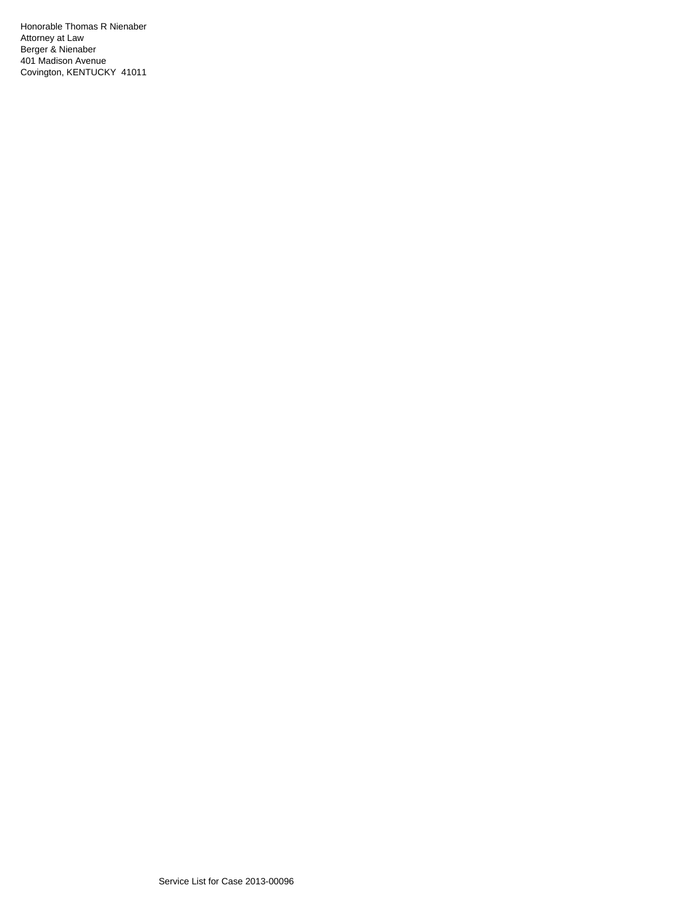Honorable Thomas R Nienaber
Attorney at Law
Berger & Nienaber
401 Madison Avenue
Covington, KENTUCKY 41011

Service List for Case 2013-00096